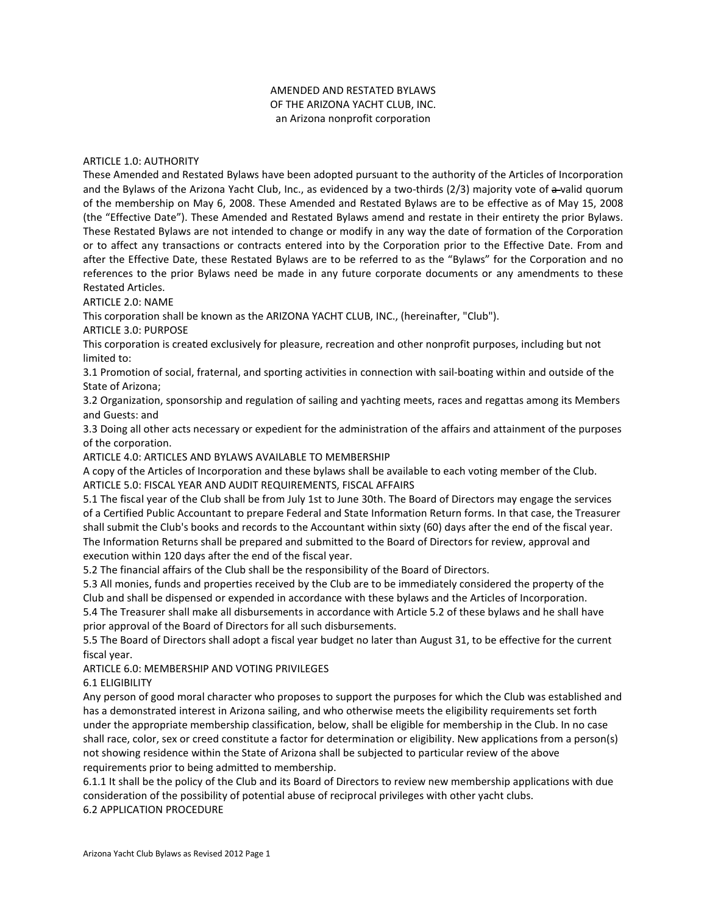AMENDED AND RESTATED BYLAWS
OF THE ARIZONA YACHT CLUB, INC.
an Arizona nonprofit corporation

## ARTICLE 1.0: AUTHORITY

These Amended and Restated Bylaws have been adopted pursuant to the authority of the Articles of Incorporation and the Bylaws of the Arizona Yacht Club, Inc., as evidenced by a two-thirds (2/3) majority vote of ~~a~~ valid quorum of the membership on May 6, 2008. These Amended and Restated Bylaws are to be effective as of May 15, 2008 (the "Effective Date"). These Amended and Restated Bylaws amend and restate in their entirety the prior Bylaws. These Restated Bylaws are not intended to change or modify in any way the date of formation of the Corporation or to affect any transactions or contracts entered into by the Corporation prior to the Effective Date. From and after the Effective Date, these Restated Bylaws are to be referred to as the "Bylaws" for the Corporation and no references to the prior Bylaws need be made in any future corporate documents or any amendments to these Restated Articles.

## ARTICLE 2.0: NAME

This corporation shall be known as the ARIZONA YACHT CLUB, INC., (hereinafter, "Club").

## ARTICLE 3.0: PURPOSE

This corporation is created exclusively for pleasure, recreation and other nonprofit purposes, including but not limited to:

3.1 Promotion of social, fraternal, and sporting activities in connection with sail-boating within and outside of the State of Arizona;

3.2 Organization, sponsorship and regulation of sailing and yachting meets, races and regattas among its Members and Guests: and

3.3 Doing all other acts necessary or expedient for the administration of the affairs and attainment of the purposes of the corporation.

## ARTICLE 4.0: ARTICLES AND BYLAWS AVAILABLE TO MEMBERSHIP

A copy of the Articles of Incorporation and these bylaws shall be available to each voting member of the Club.

## ARTICLE 5.0: FISCAL YEAR AND AUDIT REQUIREMENTS, FISCAL AFFAIRS

5.1 The fiscal year of the Club shall be from July 1st to June 30th. The Board of Directors may engage the services of a Certified Public Accountant to prepare Federal and State Information Return forms. In that case, the Treasurer shall submit the Club's books and records to the Accountant within sixty (60) days after the end of the fiscal year. The Information Returns shall be prepared and submitted to the Board of Directors for review, approval and execution within 120 days after the end of the fiscal year.

5.2 The financial affairs of the Club shall be the responsibility of the Board of Directors.

5.3 All monies, funds and properties received by the Club are to be immediately considered the property of the Club and shall be dispensed or expended in accordance with these bylaws and the Articles of Incorporation.

5.4 The Treasurer shall make all disbursements in accordance with Article 5.2 of these bylaws and he shall have prior approval of the Board of Directors for all such disbursements.

5.5 The Board of Directors shall adopt a fiscal year budget no later than August 31, to be effective for the current fiscal year.

## ARTICLE 6.0: MEMBERSHIP AND VOTING PRIVILEGES

### 6.1 ELIGIBILITY

Any person of good moral character who proposes to support the purposes for which the Club was established and has a demonstrated interest in Arizona sailing, and who otherwise meets the eligibility requirements set forth under the appropriate membership classification, below, shall be eligible for membership in the Club. In no case shall race, color, sex or creed constitute a factor for determination or eligibility. New applications from a person(s) not showing residence within the State of Arizona shall be subjected to particular review of the above requirements prior to being admitted to membership.

6.1.1 It shall be the policy of the Club and its Board of Directors to review new membership applications with due consideration of the possibility of potential abuse of reciprocal privileges with other yacht clubs.

### 6.2 APPLICATION PROCEDURE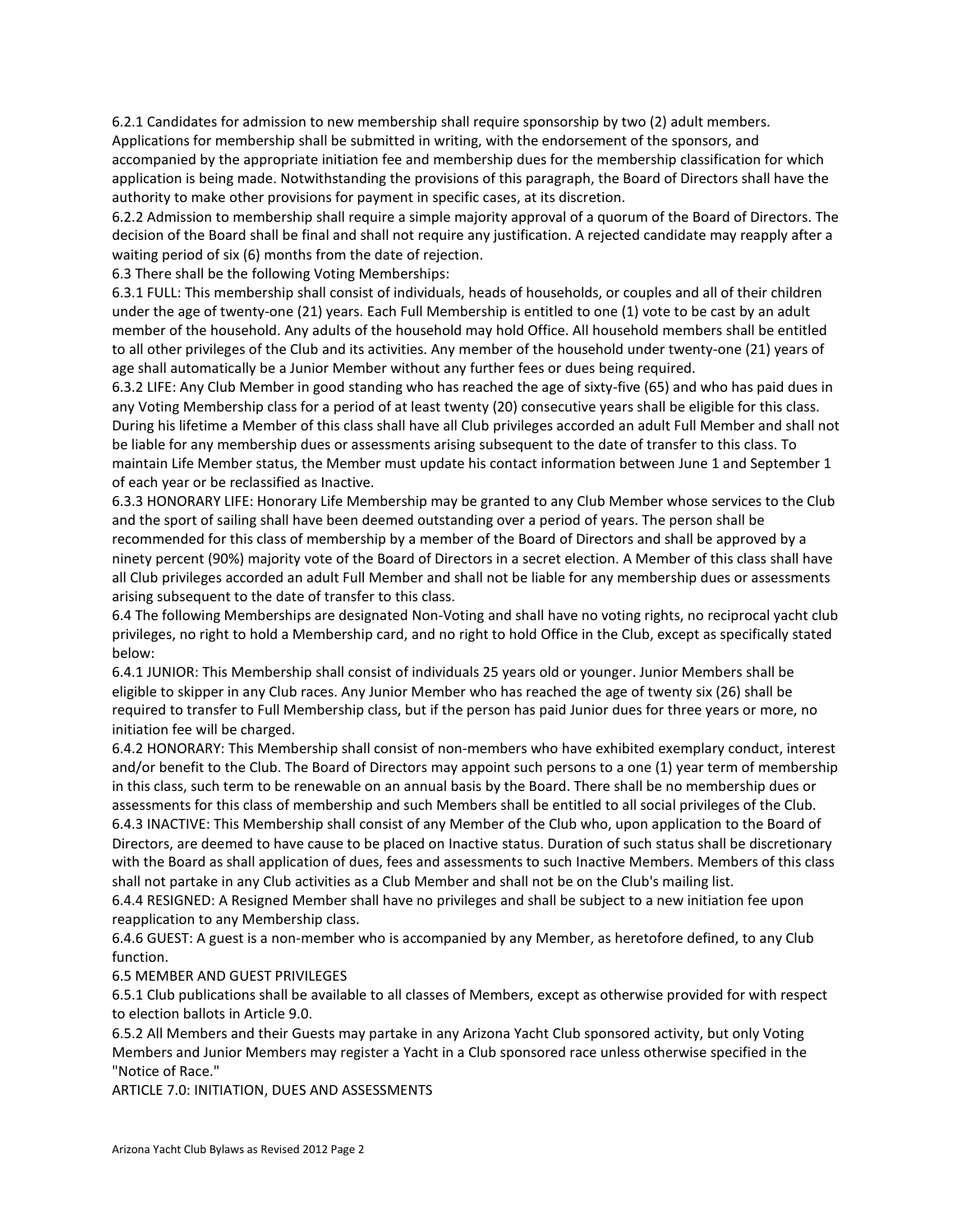6.2.1 Candidates for admission to new membership shall require sponsorship by two (2) adult members. Applications for membership shall be submitted in writing, with the endorsement of the sponsors, and accompanied by the appropriate initiation fee and membership dues for the membership classification for which application is being made. Notwithstanding the provisions of this paragraph, the Board of Directors shall have the authority to make other provisions for payment in specific cases, at its discretion.

6.2.2 Admission to membership shall require a simple majority approval of a quorum of the Board of Directors. The decision of the Board shall be final and shall not require any justification. A rejected candidate may reapply after a waiting period of six (6) months from the date of rejection.

6.3 There shall be the following Voting Memberships:

6.3.1 FULL: This membership shall consist of individuals, heads of households, or couples and all of their children under the age of twenty-one (21) years. Each Full Membership is entitled to one (1) vote to be cast by an adult member of the household. Any adults of the household may hold Office. All household members shall be entitled to all other privileges of the Club and its activities. Any member of the household under twenty-one (21) years of age shall automatically be a Junior Member without any further fees or dues being required.

6.3.2 LIFE: Any Club Member in good standing who has reached the age of sixty-five (65) and who has paid dues in any Voting Membership class for a period of at least twenty (20) consecutive years shall be eligible for this class. During his lifetime a Member of this class shall have all Club privileges accorded an adult Full Member and shall not be liable for any membership dues or assessments arising subsequent to the date of transfer to this class. To maintain Life Member status, the Member must update his contact information between June 1 and September 1 of each year or be reclassified as Inactive.

6.3.3 HONORARY LIFE: Honorary Life Membership may be granted to any Club Member whose services to the Club and the sport of sailing shall have been deemed outstanding over a period of years. The person shall be recommended for this class of membership by a member of the Board of Directors and shall be approved by a ninety percent (90%) majority vote of the Board of Directors in a secret election. A Member of this class shall have all Club privileges accorded an adult Full Member and shall not be liable for any membership dues or assessments arising subsequent to the date of transfer to this class.

6.4 The following Memberships are designated Non-Voting and shall have no voting rights, no reciprocal yacht club privileges, no right to hold a Membership card, and no right to hold Office in the Club, except as specifically stated below:

6.4.1 JUNIOR: This Membership shall consist of individuals 25 years old or younger. Junior Members shall be eligible to skipper in any Club races. Any Junior Member who has reached the age of twenty six (26) shall be required to transfer to Full Membership class, but if the person has paid Junior dues for three years or more, no initiation fee will be charged.

6.4.2 HONORARY: This Membership shall consist of non-members who have exhibited exemplary conduct, interest and/or benefit to the Club. The Board of Directors may appoint such persons to a one (1) year term of membership in this class, such term to be renewable on an annual basis by the Board. There shall be no membership dues or assessments for this class of membership and such Members shall be entitled to all social privileges of the Club.

6.4.3 INACTIVE: This Membership shall consist of any Member of the Club who, upon application to the Board of Directors, are deemed to have cause to be placed on Inactive status. Duration of such status shall be discretionary with the Board as shall application of dues, fees and assessments to such Inactive Members. Members of this class shall not partake in any Club activities as a Club Member and shall not be on the Club's mailing list.

6.4.4 RESIGNED: A Resigned Member shall have no privileges and shall be subject to a new initiation fee upon reapplication to any Membership class.

6.4.6 GUEST: A guest is a non-member who is accompanied by any Member, as heretofore defined, to any Club function.

6.5 MEMBER AND GUEST PRIVILEGES

6.5.1 Club publications shall be available to all classes of Members, except as otherwise provided for with respect to election ballots in Article 9.0.

6.5.2 All Members and their Guests may partake in any Arizona Yacht Club sponsored activity, but only Voting Members and Junior Members may register a Yacht in a Club sponsored race unless otherwise specified in the "Notice of Race."

## ARTICLE 7.0: INITIATION, DUES AND ASSESSMENTS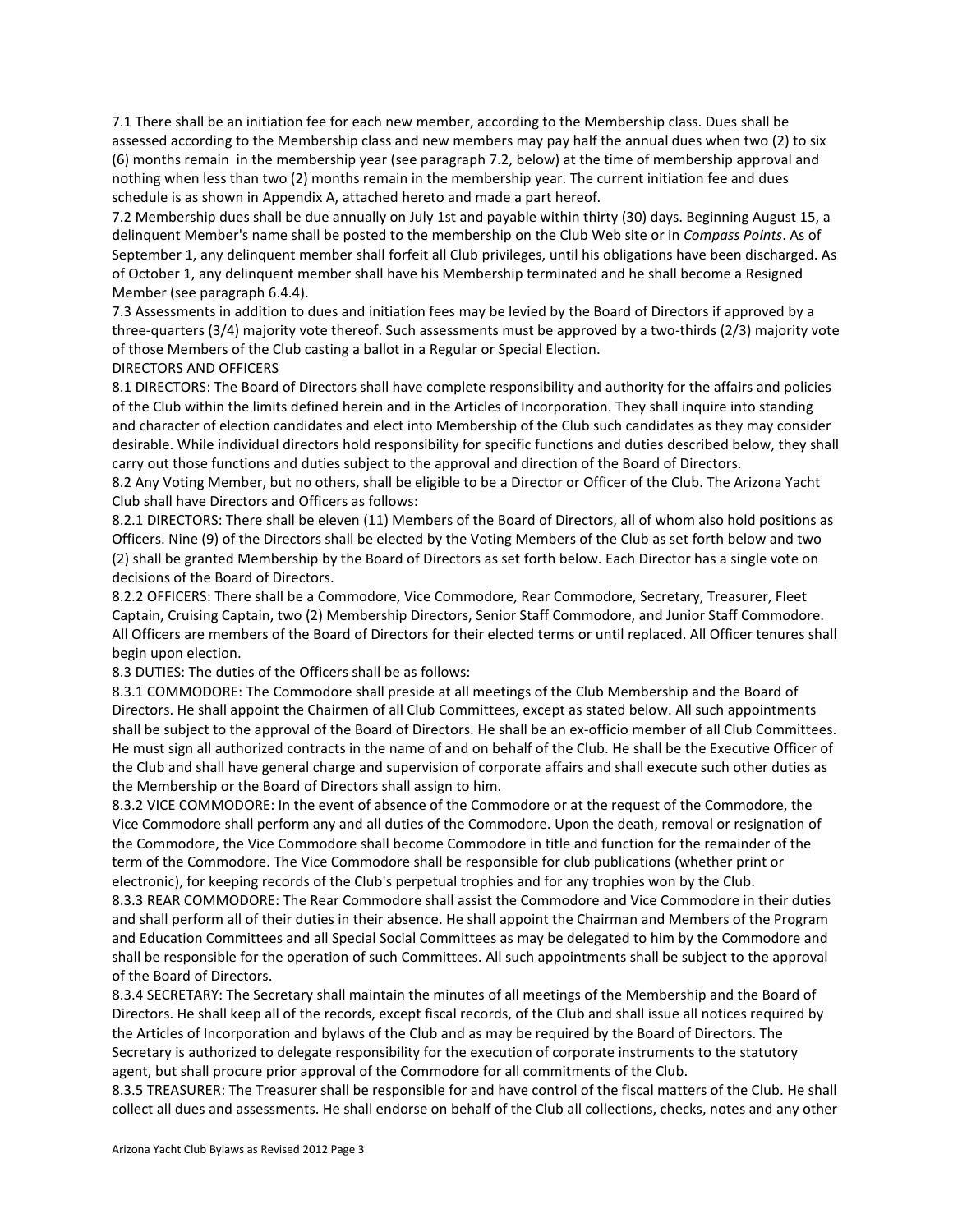7.1 There shall be an initiation fee for each new member, according to the Membership class. Dues shall be assessed according to the Membership class and new members may pay half the annual dues when two (2) to six (6) months remain in the membership year (see paragraph 7.2, below) at the time of membership approval and nothing when less than two (2) months remain in the membership year. The current initiation fee and dues schedule is as shown in Appendix A, attached hereto and made a part hereof.

7.2 Membership dues shall be due annually on July 1st and payable within thirty (30) days. Beginning August 15, a delinquent Member's name shall be posted to the membership on the Club Web site or in *Compass Points*. As of September 1, any delinquent member shall forfeit all Club privileges, until his obligations have been discharged. As of October 1, any delinquent member shall have his Membership terminated and he shall become a Resigned Member (see paragraph 6.4.4).

7.3 Assessments in addition to dues and initiation fees may be levied by the Board of Directors if approved by a three-quarters (3/4) majority vote thereof. Such assessments must be approved by a two-thirds (2/3) majority vote of those Members of the Club casting a ballot in a Regular or Special Election.

## DIRECTORS AND OFFICERS

8.1 DIRECTORS: The Board of Directors shall have complete responsibility and authority for the affairs and policies of the Club within the limits defined herein and in the Articles of Incorporation. They shall inquire into standing and character of election candidates and elect into Membership of the Club such candidates as they may consider desirable. While individual directors hold responsibility for specific functions and duties described below, they shall carry out those functions and duties subject to the approval and direction of the Board of Directors.

8.2 Any Voting Member, but no others, shall be eligible to be a Director or Officer of the Club. The Arizona Yacht Club shall have Directors and Officers as follows:

8.2.1 DIRECTORS: There shall be eleven (11) Members of the Board of Directors, all of whom also hold positions as Officers. Nine (9) of the Directors shall be elected by the Voting Members of the Club as set forth below and two (2) shall be granted Membership by the Board of Directors as set forth below. Each Director has a single vote on decisions of the Board of Directors.

8.2.2 OFFICERS: There shall be a Commodore, Vice Commodore, Rear Commodore, Secretary, Treasurer, Fleet Captain, Cruising Captain, two (2) Membership Directors, Senior Staff Commodore, and Junior Staff Commodore. All Officers are members of the Board of Directors for their elected terms or until replaced. All Officer tenures shall begin upon election.

8.3 DUTIES: The duties of the Officers shall be as follows:

8.3.1 COMMODORE: The Commodore shall preside at all meetings of the Club Membership and the Board of Directors. He shall appoint the Chairmen of all Club Committees, except as stated below. All such appointments shall be subject to the approval of the Board of Directors. He shall be an ex-officio member of all Club Committees. He must sign all authorized contracts in the name of and on behalf of the Club. He shall be the Executive Officer of the Club and shall have general charge and supervision of corporate affairs and shall execute such other duties as the Membership or the Board of Directors shall assign to him.

8.3.2 VICE COMMODORE: In the event of absence of the Commodore or at the request of the Commodore, the Vice Commodore shall perform any and all duties of the Commodore. Upon the death, removal or resignation of the Commodore, the Vice Commodore shall become Commodore in title and function for the remainder of the term of the Commodore. The Vice Commodore shall be responsible for club publications (whether print or electronic), for keeping records of the Club's perpetual trophies and for any trophies won by the Club.

8.3.3 REAR COMMODORE: The Rear Commodore shall assist the Commodore and Vice Commodore in their duties and shall perform all of their duties in their absence. He shall appoint the Chairman and Members of the Program and Education Committees and all Special Social Committees as may be delegated to him by the Commodore and shall be responsible for the operation of such Committees. All such appointments shall be subject to the approval of the Board of Directors.

8.3.4 SECRETARY: The Secretary shall maintain the minutes of all meetings of the Membership and the Board of Directors. He shall keep all of the records, except fiscal records, of the Club and shall issue all notices required by the Articles of Incorporation and bylaws of the Club and as may be required by the Board of Directors. The Secretary is authorized to delegate responsibility for the execution of corporate instruments to the statutory agent, but shall procure prior approval of the Commodore for all commitments of the Club.

8.3.5 TREASURER: The Treasurer shall be responsible for and have control of the fiscal matters of the Club. He shall collect all dues and assessments. He shall endorse on behalf of the Club all collections, checks, notes and any other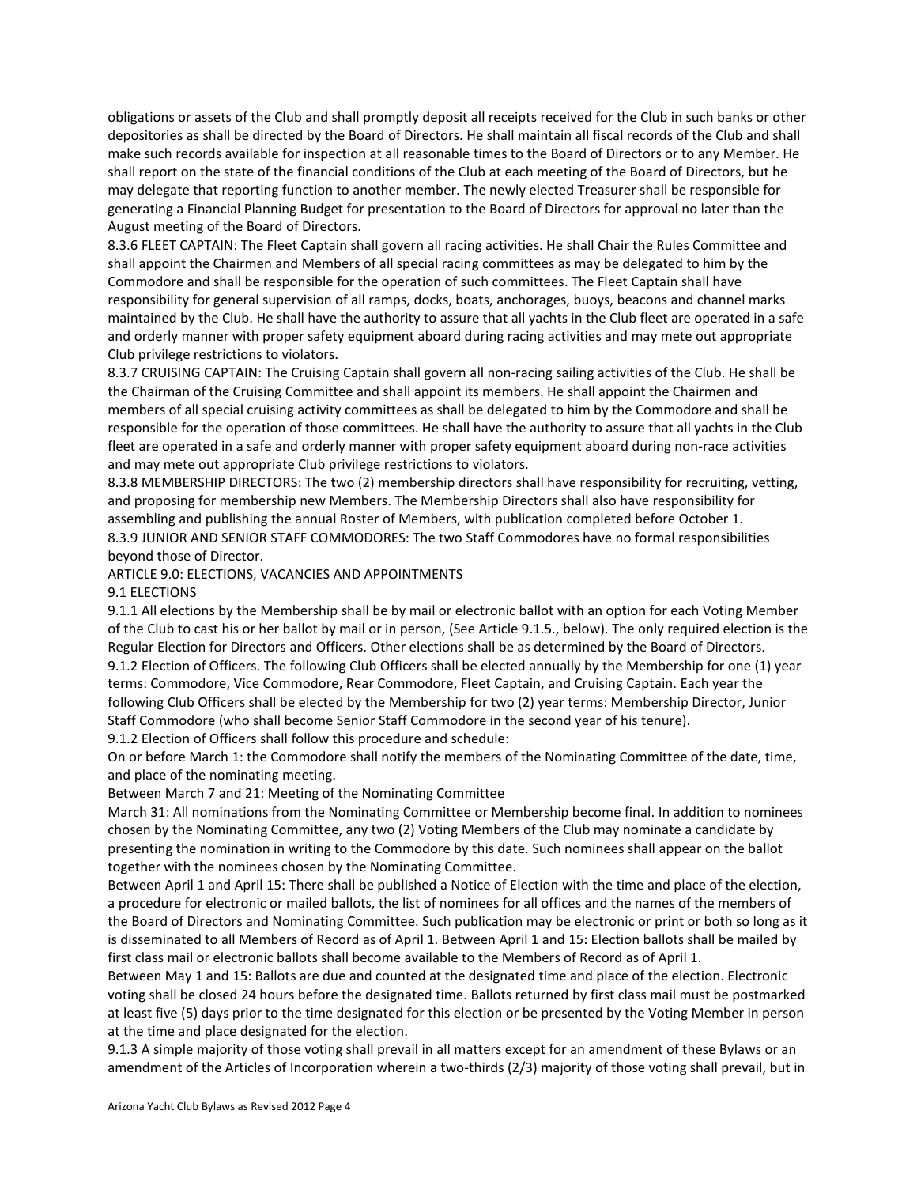obligations or assets of the Club and shall promptly deposit all receipts received for the Club in such banks or other depositories as shall be directed by the Board of Directors. He shall maintain all fiscal records of the Club and shall make such records available for inspection at all reasonable times to the Board of Directors or to any Member. He shall report on the state of the financial conditions of the Club at each meeting of the Board of Directors, but he may delegate that reporting function to another member. The newly elected Treasurer shall be responsible for generating a Financial Planning Budget for presentation to the Board of Directors for approval no later than the August meeting of the Board of Directors.

8.3.6 FLEET CAPTAIN: The Fleet Captain shall govern all racing activities. He shall Chair the Rules Committee and shall appoint the Chairmen and Members of all special racing committees as may be delegated to him by the Commodore and shall be responsible for the operation of such committees. The Fleet Captain shall have responsibility for general supervision of all ramps, docks, boats, anchorages, buoys, beacons and channel marks maintained by the Club. He shall have the authority to assure that all yachts in the Club fleet are operated in a safe and orderly manner with proper safety equipment aboard during racing activities and may mete out appropriate Club privilege restrictions to violators.

8.3.7 CRUISING CAPTAIN: The Cruising Captain shall govern all non-racing sailing activities of the Club. He shall be the Chairman of the Cruising Committee and shall appoint its members. He shall appoint the Chairmen and members of all special cruising activity committees as shall be delegated to him by the Commodore and shall be responsible for the operation of those committees. He shall have the authority to assure that all yachts in the Club fleet are operated in a safe and orderly manner with proper safety equipment aboard during non-race activities and may mete out appropriate Club privilege restrictions to violators.

8.3.8 MEMBERSHIP DIRECTORS: The two (2) membership directors shall have responsibility for recruiting, vetting, and proposing for membership new Members. The Membership Directors shall also have responsibility for assembling and publishing the annual Roster of Members, with publication completed before October 1.

8.3.9 JUNIOR AND SENIOR STAFF COMMODORES: The two Staff Commodores have no formal responsibilities beyond those of Director.

## ARTICLE 9.0: ELECTIONS, VACANCIES AND APPOINTMENTS

### 9.1 ELECTIONS

9.1.1 All elections by the Membership shall be by mail or electronic ballot with an option for each Voting Member of the Club to cast his or her ballot by mail or in person, (See Article 9.1.5., below). The only required election is the Regular Election for Directors and Officers. Other elections shall be as determined by the Board of Directors.

9.1.2 Election of Officers. The following Club Officers shall be elected annually by the Membership for one (1) year terms: Commodore, Vice Commodore, Rear Commodore, Fleet Captain, and Cruising Captain. Each year the following Club Officers shall be elected by the Membership for two (2) year terms: Membership Director, Junior Staff Commodore (who shall become Senior Staff Commodore in the second year of his tenure).

9.1.2 Election of Officers shall follow this procedure and schedule:

On or before March 1: the Commodore shall notify the members of the Nominating Committee of the date, time, and place of the nominating meeting.

Between March 7 and 21: Meeting of the Nominating Committee

March 31: All nominations from the Nominating Committee or Membership become final. In addition to nominees chosen by the Nominating Committee, any two (2) Voting Members of the Club may nominate a candidate by presenting the nomination in writing to the Commodore by this date. Such nominees shall appear on the ballot together with the nominees chosen by the Nominating Committee.

Between April 1 and April 15: There shall be published a Notice of Election with the time and place of the election, a procedure for electronic or mailed ballots, the list of nominees for all offices and the names of the members of the Board of Directors and Nominating Committee. Such publication may be electronic or print or both so long as it is disseminated to all Members of Record as of April 1. Between April 1 and 15: Election ballots shall be mailed by first class mail or electronic ballots shall become available to the Members of Record as of April 1.

Between May 1 and 15: Ballots are due and counted at the designated time and place of the election. Electronic voting shall be closed 24 hours before the designated time. Ballots returned by first class mail must be postmarked at least five (5) days prior to the time designated for this election or be presented by the Voting Member in person at the time and place designated for the election.

9.1.3 A simple majority of those voting shall prevail in all matters except for an amendment of these Bylaws or an amendment of the Articles of Incorporation wherein a two-thirds (2/3) majority of those voting shall prevail, but in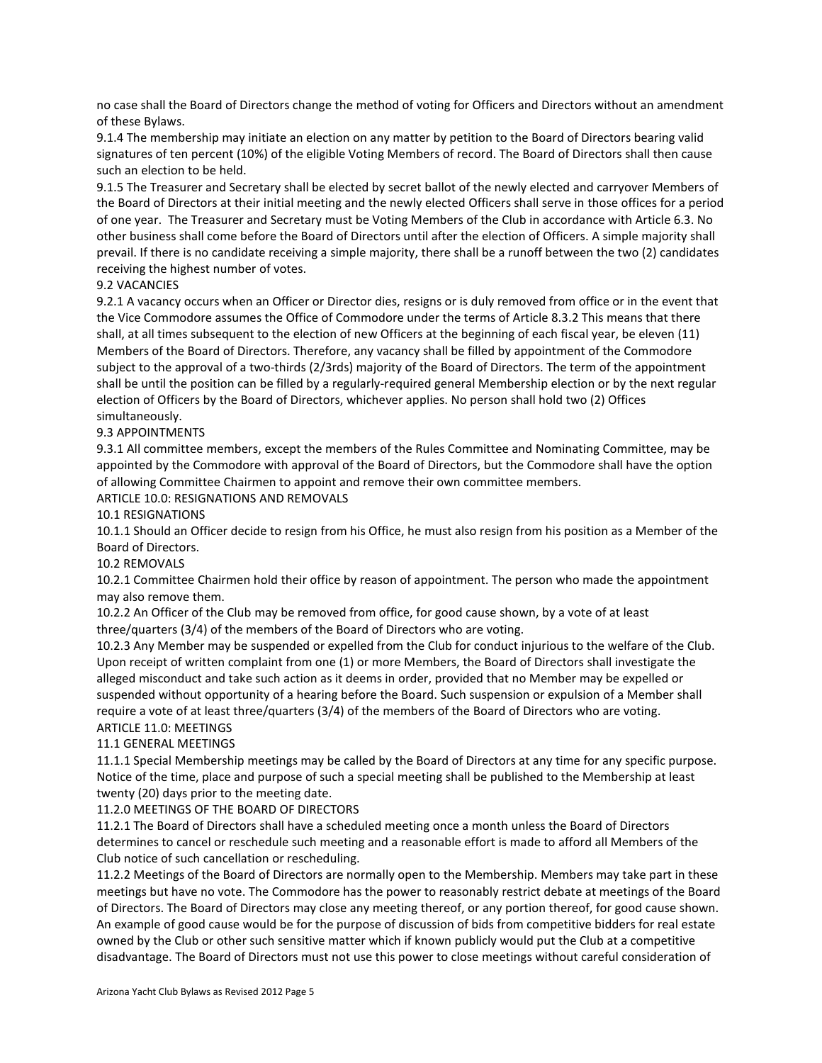no case shall the Board of Directors change the method of voting for Officers and Directors without an amendment of these Bylaws.

9.1.4 The membership may initiate an election on any matter by petition to the Board of Directors bearing valid signatures of ten percent (10%) of the eligible Voting Members of record. The Board of Directors shall then cause such an election to be held.

9.1.5 The Treasurer and Secretary shall be elected by secret ballot of the newly elected and carryover Members of the Board of Directors at their initial meeting and the newly elected Officers shall serve in those offices for a period of one year. The Treasurer and Secretary must be Voting Members of the Club in accordance with Article 6.3. No other business shall come before the Board of Directors until after the election of Officers. A simple majority shall prevail. If there is no candidate receiving a simple majority, there shall be a runoff between the two (2) candidates receiving the highest number of votes.

### 9.2 VACANCIES

9.2.1 A vacancy occurs when an Officer or Director dies, resigns or is duly removed from office or in the event that the Vice Commodore assumes the Office of Commodore under the terms of Article 8.3.2 This means that there shall, at all times subsequent to the election of new Officers at the beginning of each fiscal year, be eleven (11) Members of the Board of Directors. Therefore, any vacancy shall be filled by appointment of the Commodore subject to the approval of a two-thirds (2/3rds) majority of the Board of Directors. The term of the appointment shall be until the position can be filled by a regularly-required general Membership election or by the next regular election of Officers by the Board of Directors, whichever applies. No person shall hold two (2) Offices simultaneously.

### 9.3 APPOINTMENTS

9.3.1 All committee members, except the members of the Rules Committee and Nominating Committee, may be appointed by the Commodore with approval of the Board of Directors, but the Commodore shall have the option of allowing Committee Chairmen to appoint and remove their own committee members.

## ARTICLE 10.0: RESIGNATIONS AND REMOVALS

### 10.1 RESIGNATIONS

10.1.1 Should an Officer decide to resign from his Office, he must also resign from his position as a Member of the Board of Directors.

### 10.2 REMOVALS

10.2.1 Committee Chairmen hold their office by reason of appointment. The person who made the appointment may also remove them.

10.2.2 An Officer of the Club may be removed from office, for good cause shown, by a vote of at least three/quarters (3/4) of the members of the Board of Directors who are voting.

10.2.3 Any Member may be suspended or expelled from the Club for conduct injurious to the welfare of the Club. Upon receipt of written complaint from one (1) or more Members, the Board of Directors shall investigate the alleged misconduct and take such action as it deems in order, provided that no Member may be expelled or suspended without opportunity of a hearing before the Board. Such suspension or expulsion of a Member shall require a vote of at least three/quarters (3/4) of the members of the Board of Directors who are voting.

## ARTICLE 11.0: MEETINGS

### 11.1 GENERAL MEETINGS

11.1.1 Special Membership meetings may be called by the Board of Directors at any time for any specific purpose. Notice of the time, place and purpose of such a special meeting shall be published to the Membership at least twenty (20) days prior to the meeting date.

### 11.2.0 MEETINGS OF THE BOARD OF DIRECTORS

11.2.1 The Board of Directors shall have a scheduled meeting once a month unless the Board of Directors determines to cancel or reschedule such meeting and a reasonable effort is made to afford all Members of the Club notice of such cancellation or rescheduling.

11.2.2 Meetings of the Board of Directors are normally open to the Membership. Members may take part in these meetings but have no vote. The Commodore has the power to reasonably restrict debate at meetings of the Board of Directors. The Board of Directors may close any meeting thereof, or any portion thereof, for good cause shown. An example of good cause would be for the purpose of discussion of bids from competitive bidders for real estate owned by the Club or other such sensitive matter which if known publicly would put the Club at a competitive disadvantage. The Board of Directors must not use this power to close meetings without careful consideration of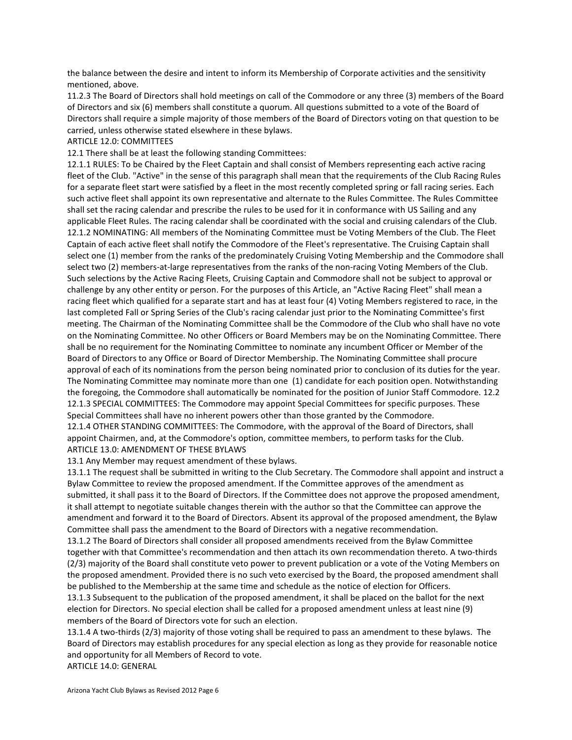the balance between the desire and intent to inform its Membership of Corporate activities and the sensitivity mentioned, above.

11.2.3 The Board of Directors shall hold meetings on call of the Commodore or any three (3) members of the Board of Directors and six (6) members shall constitute a quorum. All questions submitted to a vote of the Board of Directors shall require a simple majority of those members of the Board of Directors voting on that question to be carried, unless otherwise stated elsewhere in these bylaws.

ARTICLE 12.0: COMMITTEES

12.1 There shall be at least the following standing Committees:

12.1.1 RULES: To be Chaired by the Fleet Captain and shall consist of Members representing each active racing fleet of the Club. "Active" in the sense of this paragraph shall mean that the requirements of the Club Racing Rules for a separate fleet start were satisfied by a fleet in the most recently completed spring or fall racing series. Each such active fleet shall appoint its own representative and alternate to the Rules Committee. The Rules Committee shall set the racing calendar and prescribe the rules to be used for it in conformance with US Sailing and any applicable Fleet Rules. The racing calendar shall be coordinated with the social and cruising calendars of the Club.

12.1.2 NOMINATING: All members of the Nominating Committee must be Voting Members of the Club. The Fleet Captain of each active fleet shall notify the Commodore of the Fleet's representative. The Cruising Captain shall select one (1) member from the ranks of the predominately Cruising Voting Membership and the Commodore shall select two (2) members-at-large representatives from the ranks of the non-racing Voting Members of the Club. Such selections by the Active Racing Fleets, Cruising Captain and Commodore shall not be subject to approval or challenge by any other entity or person. For the purposes of this Article, an "Active Racing Fleet" shall mean a racing fleet which qualified for a separate start and has at least four (4) Voting Members registered to race, in the last completed Fall or Spring Series of the Club's racing calendar just prior to the Nominating Committee's first meeting. The Chairman of the Nominating Committee shall be the Commodore of the Club who shall have no vote on the Nominating Committee. No other Officers or Board Members may be on the Nominating Committee. There shall be no requirement for the Nominating Committee to nominate any incumbent Officer or Member of the Board of Directors to any Office or Board of Director Membership. The Nominating Committee shall procure approval of each of its nominations from the person being nominated prior to conclusion of its duties for the year. The Nominating Committee may nominate more than one (1) candidate for each position open. Notwithstanding the foregoing, the Commodore shall automatically be nominated for the position of Junior Staff Commodore. 12.2

12.1.3 SPECIAL COMMITTEES: The Commodore may appoint Special Committees for specific purposes. These Special Committees shall have no inherent powers other than those granted by the Commodore.

12.1.4 OTHER STANDING COMMITTEES: The Commodore, with the approval of the Board of Directors, shall appoint Chairmen, and, at the Commodore's option, committee members, to perform tasks for the Club.

ARTICLE 13.0: AMENDMENT OF THESE BYLAWS

13.1 Any Member may request amendment of these bylaws.

13.1.1 The request shall be submitted in writing to the Club Secretary. The Commodore shall appoint and instruct a Bylaw Committee to review the proposed amendment. If the Committee approves of the amendment as submitted, it shall pass it to the Board of Directors. If the Committee does not approve the proposed amendment, it shall attempt to negotiate suitable changes therein with the author so that the Committee can approve the amendment and forward it to the Board of Directors. Absent its approval of the proposed amendment, the Bylaw Committee shall pass the amendment to the Board of Directors with a negative recommendation.

13.1.2 The Board of Directors shall consider all proposed amendments received from the Bylaw Committee together with that Committee's recommendation and then attach its own recommendation thereto. A two-thirds (2/3) majority of the Board shall constitute veto power to prevent publication or a vote of the Voting Members on the proposed amendment. Provided there is no such veto exercised by the Board, the proposed amendment shall be published to the Membership at the same time and schedule as the notice of election for Officers.

13.1.3 Subsequent to the publication of the proposed amendment, it shall be placed on the ballot for the next election for Directors. No special election shall be called for a proposed amendment unless at least nine (9) members of the Board of Directors vote for such an election.

13.1.4 A two-thirds (2/3) majority of those voting shall be required to pass an amendment to these bylaws. The Board of Directors may establish procedures for any special election as long as they provide for reasonable notice and opportunity for all Members of Record to vote.

ARTICLE 14.0: GENERAL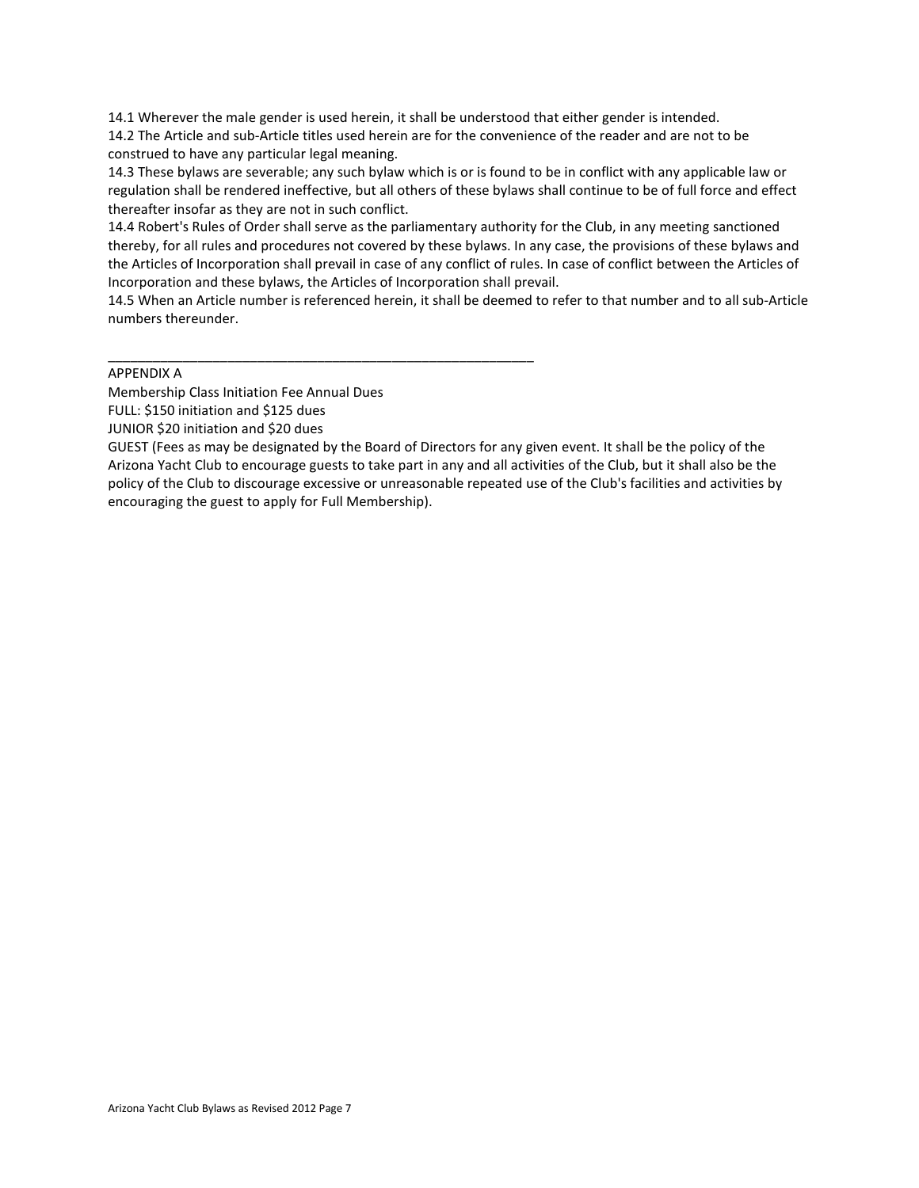14.1 Wherever the male gender is used herein, it shall be understood that either gender is intended.

14.2 The Article and sub-Article titles used herein are for the convenience of the reader and are not to be construed to have any particular legal meaning.

14.3 These bylaws are severable; any such bylaw which is or is found to be in conflict with any applicable law or regulation shall be rendered ineffective, but all others of these bylaws shall continue to be of full force and effect thereafter insofar as they are not in such conflict.

14.4 Robert's Rules of Order shall serve as the parliamentary authority for the Club, in any meeting sanctioned thereby, for all rules and procedures not covered by these bylaws. In any case, the provisions of these bylaws and the Articles of Incorporation shall prevail in case of any conflict of rules. In case of conflict between the Articles of Incorporation and these bylaws, the Articles of Incorporation shall prevail.

14.5 When an Article number is referenced herein, it shall be deemed to refer to that number and to all sub-Article numbers thereunder.

---

APPENDIX A

Membership Class Initiation Fee Annual Dues

FULL: $150 initiation and $125 dues

JUNIOR $20 initiation and $20 dues

GUEST (Fees as may be designated by the Board of Directors for any given event. It shall be the policy of the Arizona Yacht Club to encourage guests to take part in any and all activities of the Club, but it shall also be the policy of the Club to discourage excessive or unreasonable repeated use of the Club's facilities and activities by encouraging the guest to apply for Full Membership).